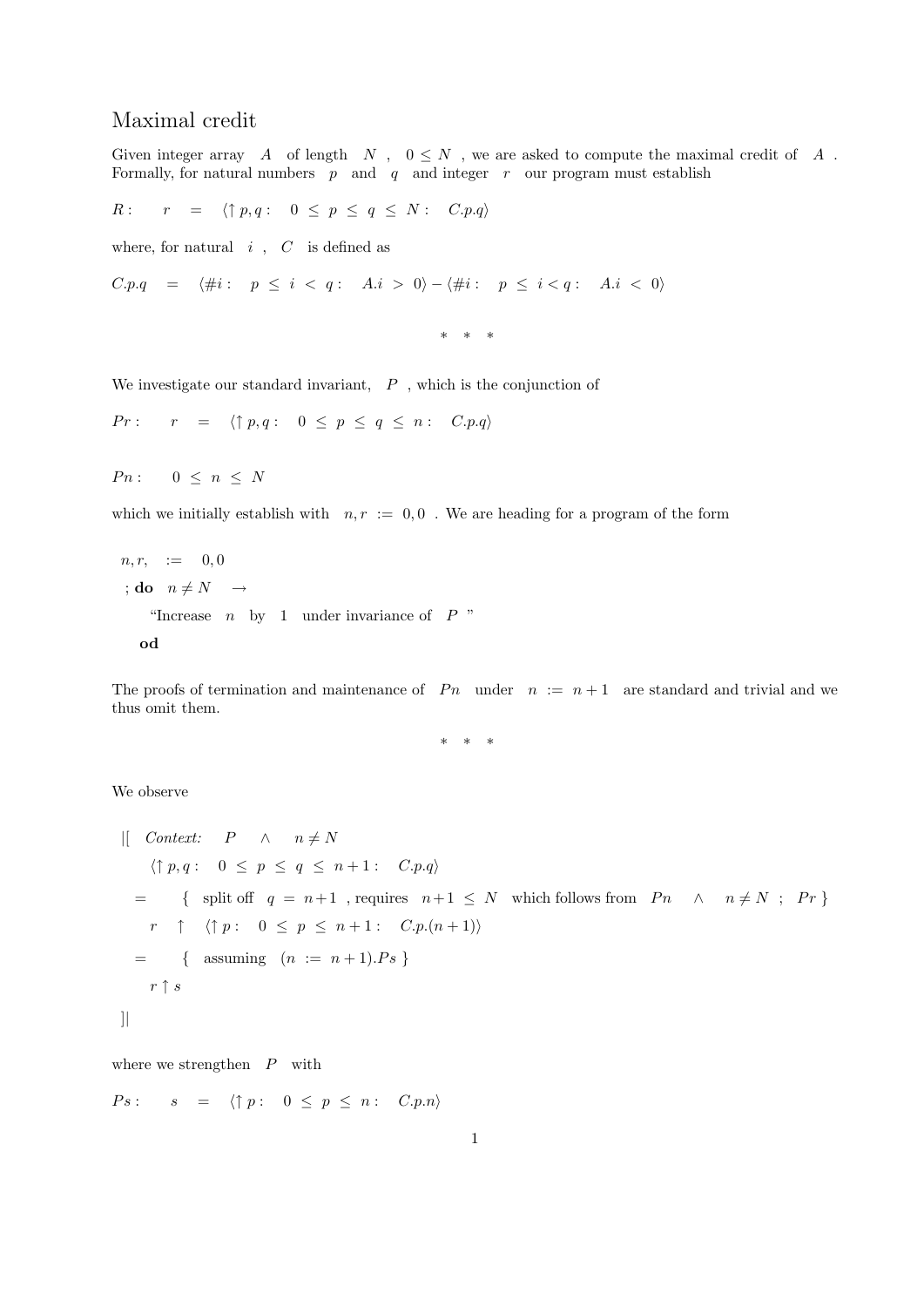# Maximal credit

Given integer array $A$ of length $N$ , $0 \le N$ , we are asked to compute the maximal credit of $A$ . Formally, for natural numbers $p$ and $q$ and integer $r$ our program must establish

$R: \quad r \; = \; \langle \uparrow p, q : \;\; 0 \le p \le q \le N : \;\; C.p.q \rangle$

where, for natural $i$ , $C$ is defined as

$C.p.q \; = \; \langle \# i : \;\; p \le i < q : \;\; A.i > 0 \rangle - \langle \# i : \;\; p \le i < q : \;\; A.i < 0 \rangle$

\* \* \*

We investigate our standard invariant, $P$ , which is the conjunction of

$Pr: \quad r \; = \; \langle \uparrow p, q : \;\; 0 \le p \le q \le n : \;\; C.p.q \rangle$

$Pn: \quad 0 \le n \le N$

which we initially establish with $n, r := 0, 0$ . We are heading for a program of the form

```
n, r,  :=  0, 0
; do  n ≠ N  →
     "Increase  n  by  1  under invariance of  P "
  od
```

The proofs of termination and maintenance of $Pn$ under $n := n+1$ are standard and trivial and we thus omit them.

\* \* \*

We observe

|[ *Context:* $P \;\wedge\; n \neq N$

$\langle \uparrow p, q : \;\; 0 \le p \le q \le n+1 : \;\; C.p.q \rangle$

$=$ { split off $q = n+1$ , requires $n+1 \le N$ which follows from $Pn \;\wedge\; n \neq N$ ; $Pr$ }

$r \;\uparrow\; \langle \uparrow p : \;\; 0 \le p \le n+1 : \;\; C.p.(n+1) \rangle$

$=$ { assuming $(n := n+1).Ps$ }

$r \uparrow s$

]|

where we strengthen $P$ with

$Ps: \quad s \; = \; \langle \uparrow p : \;\; 0 \le p \le n : \;\; C.p.n \rangle$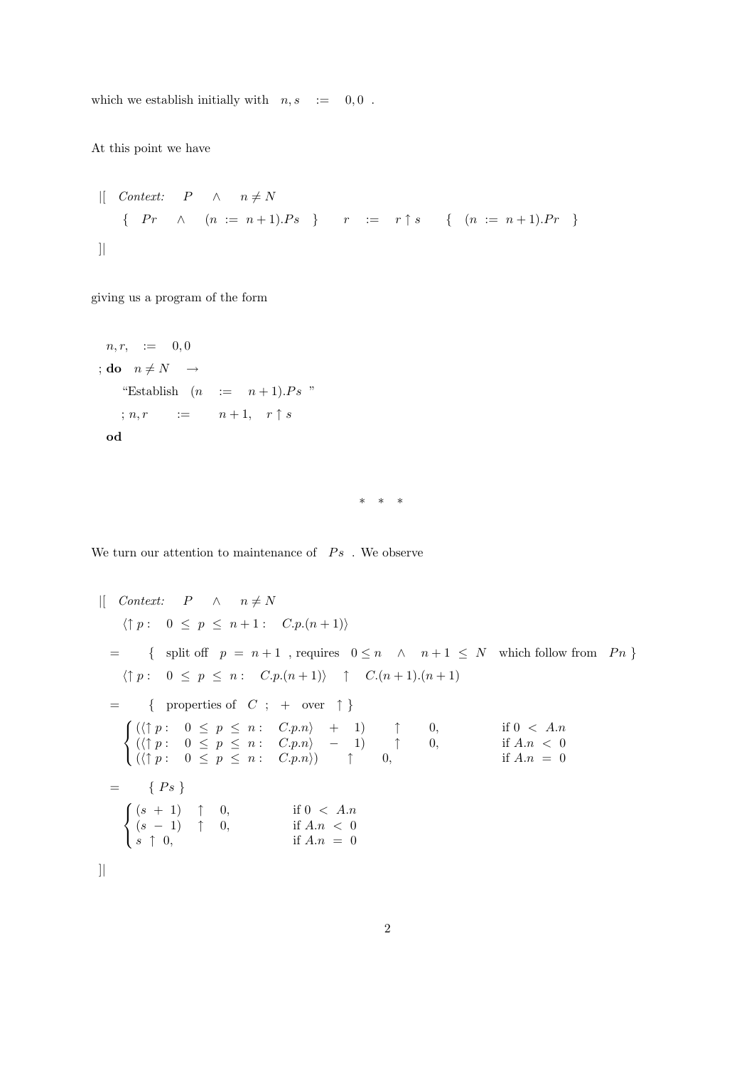which we establish initially with $n, s \ := \ 0, 0$ .

At this point we have

$$
\begin{array}{l}
|[ \quad \textit{Context:} \quad P \quad \wedge \quad n \neq N \\
\quad \{ \quad Pr \quad \wedge \quad (n \ := \ n+1).Ps \quad \} \qquad r \quad := \quad r \uparrow s \qquad \{ \quad (n \ := \ n+1).Pr \quad \} \\
]|
\end{array}
$$

giving us a program of the form

$$
\begin{array}{l}
\quad n, r, \quad := \quad 0, 0 \\
; \mathbf{do} \quad n \neq N \quad \rightarrow \\
\qquad \text{“Establish} \quad (n \quad := \quad n+1).Ps \ \text{”} \\
\qquad ; n, r \qquad := \qquad n+1, \quad r \uparrow s \\
\quad \mathbf{od}
\end{array}
$$

\* \* \*

We turn our attention to maintenance of $Ps$ . We observe

$$
\begin{array}{l}
|[ \quad \textit{Context:} \quad P \quad \wedge \quad n \neq N \\
\qquad \langle \uparrow p : \quad 0 \ \leq \ p \ \leq \ n+1 : \quad C.p.(n+1) \rangle \\
\quad = \qquad \{ \quad \text{split off} \quad p \ = \ n+1 \ \text{, requires} \quad 0 \leq n \quad \wedge \quad n+1 \ \leq \ N \quad \text{which follow from} \quad Pn \ \} \\
\qquad \langle \uparrow p : \quad 0 \ \leq \ p \ \leq \ n : \quad C.p.(n+1) \rangle \quad \uparrow \quad C.(n+1).(n+1) \\
\quad = \qquad \{ \quad \text{properties of} \quad C \ ; \ + \ \text{ over } \ \uparrow \} \\
\qquad \begin{cases}
(\langle \uparrow p : \quad 0 \ \leq \ p \ \leq \ n : \quad C.p.n \rangle \quad + \quad 1) \qquad \uparrow \qquad 0, & \text{if } 0 \ < \ A.n \\
(\langle \uparrow p : \quad 0 \ \leq \ p \ \leq \ n : \quad C.p.n \rangle \quad - \quad 1) \qquad \uparrow \qquad 0, & \text{if } A.n \ < \ 0 \\
(\langle \uparrow p : \quad 0 \ \leq \ p \ \leq \ n : \quad C.p.n \rangle) \qquad \uparrow \qquad 0, & \text{if } A.n \ = \ 0
\end{cases} \\
\quad = \qquad \{ \ Ps \ \} \\
\qquad \begin{cases}
(s \ + \ 1) \quad \uparrow \quad 0, & \text{if } 0 \ < \ A.n \\
(s \ - \ 1) \quad \uparrow \quad 0, & \text{if } A.n \ < \ 0 \\
s \ \uparrow \ 0, & \text{if } A.n \ = \ 0
\end{cases} \\
]|
\end{array}
$$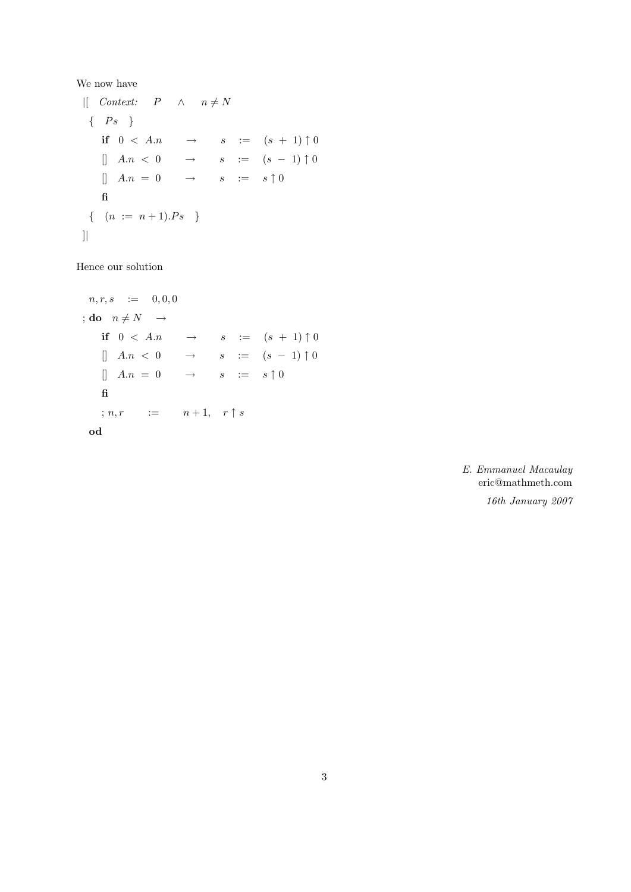We now have

$$
\begin{array}{l}
|[ \quad \textit{Context:} \quad P \quad \wedge \quad n \neq N \\
\quad \{ \quad Ps \quad \} \\
\qquad \textbf{if} \;\; 0 \; < \; A.n \quad \rightarrow \quad s \;\; := \;\; (s \; + \; 1) \uparrow 0 \\
\qquad [] \;\; A.n \; < \; 0 \quad \rightarrow \quad s \;\; := \;\; (s \; - \; 1) \uparrow 0 \\
\qquad [] \;\; A.n \; = \; 0 \quad \rightarrow \quad s \;\; := \;\; s \uparrow 0 \\
\qquad \textbf{fi} \\
\quad \{ \quad (n \; := \; n+1).Ps \quad \} \\
]|
\end{array}
$$

Hence our solution

$$
\begin{array}{l}
\quad n, r, s \quad := \quad 0, 0, 0 \\
; \textbf{do} \quad n \neq N \quad \rightarrow \\
\qquad \textbf{if} \;\; 0 \; < \; A.n \quad \rightarrow \quad s \;\; := \;\; (s \; + \; 1) \uparrow 0 \\
\qquad [] \;\; A.n \; < \; 0 \quad \rightarrow \quad s \;\; := \;\; (s \; - \; 1) \uparrow 0 \\
\qquad [] \;\; A.n \; = \; 0 \quad \rightarrow \quad s \;\; := \;\; s \uparrow 0 \\
\qquad \textbf{fi} \\
\qquad ; n, r \quad := \quad n+1, \quad r \uparrow s \\
\quad \textbf{od}
\end{array}
$$

*E. Emmanuel Macaulay*
eric@mathmeth.com

*16th January 2007*